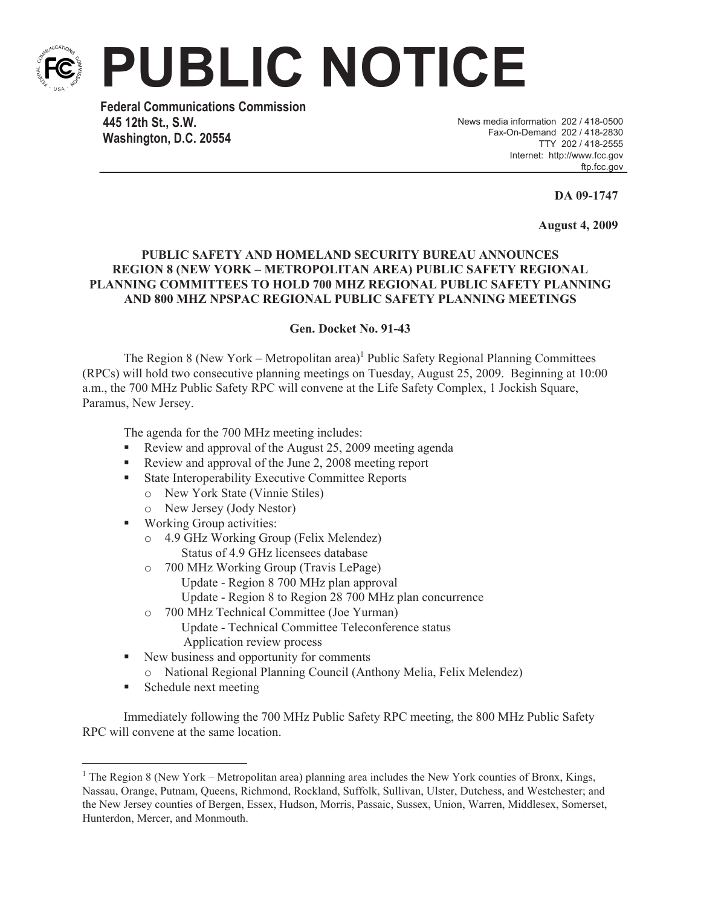# PUBLIC NOTICE

**Federal Communications Commission**
**445 12th St., S.W.**
**Washington, D.C. 20554**

News media information 202 / 418-0500
Fax-On-Demand 202 / 418-2830
TTY 202 / 418-2555
Internet: http://www.fcc.gov
ftp.fcc.gov

**DA 09-1747**

**August 4, 2009**

**PUBLIC SAFETY AND HOMELAND SECURITY BUREAU ANNOUNCES REGION 8 (NEW YORK – METROPOLITAN AREA) PUBLIC SAFETY REGIONAL PLANNING COMMITTEES TO HOLD 700 MHZ REGIONAL PUBLIC SAFETY PLANNING AND 800 MHZ NPSPAC REGIONAL PUBLIC SAFETY PLANNING MEETINGS**

**Gen. Docket No. 91-43**

The Region 8 (New York – Metropolitan area)[1] Public Safety Regional Planning Committees (RPCs) will hold two consecutive planning meetings on Tuesday, August 25, 2009. Beginning at 10:00 a.m., the 700 MHz Public Safety RPC will convene at the Life Safety Complex, 1 Jockish Square, Paramus, New Jersey.

The agenda for the 700 MHz meeting includes:

- Review and approval of the August 25, 2009 meeting agenda
- Review and approval of the June 2, 2008 meeting report
- State Interoperability Executive Committee Reports
  - New York State (Vinnie Stiles)
  - New Jersey (Jody Nestor)
- Working Group activities:
  - 4.9 GHz Working Group (Felix Melendez)
    Status of 4.9 GHz licensees database
  - 700 MHz Working Group (Travis LePage)
    Update - Region 8 700 MHz plan approval
    Update - Region 8 to Region 28 700 MHz plan concurrence
  - 700 MHz Technical Committee (Joe Yurman)
    Update - Technical Committee Teleconference status
    Application review process
- New business and opportunity for comments
  - National Regional Planning Council (Anthony Melia, Felix Melendez)
- Schedule next meeting

Immediately following the 700 MHz Public Safety RPC meeting, the 800 MHz Public Safety RPC will convene at the same location.

---

[1] The Region 8 (New York – Metropolitan area) planning area includes the New York counties of Bronx, Kings, Nassau, Orange, Putnam, Queens, Richmond, Rockland, Suffolk, Sullivan, Ulster, Dutchess, and Westchester; and the New Jersey counties of Bergen, Essex, Hudson, Morris, Passaic, Sussex, Union, Warren, Middlesex, Somerset, Hunterdon, Mercer, and Monmouth.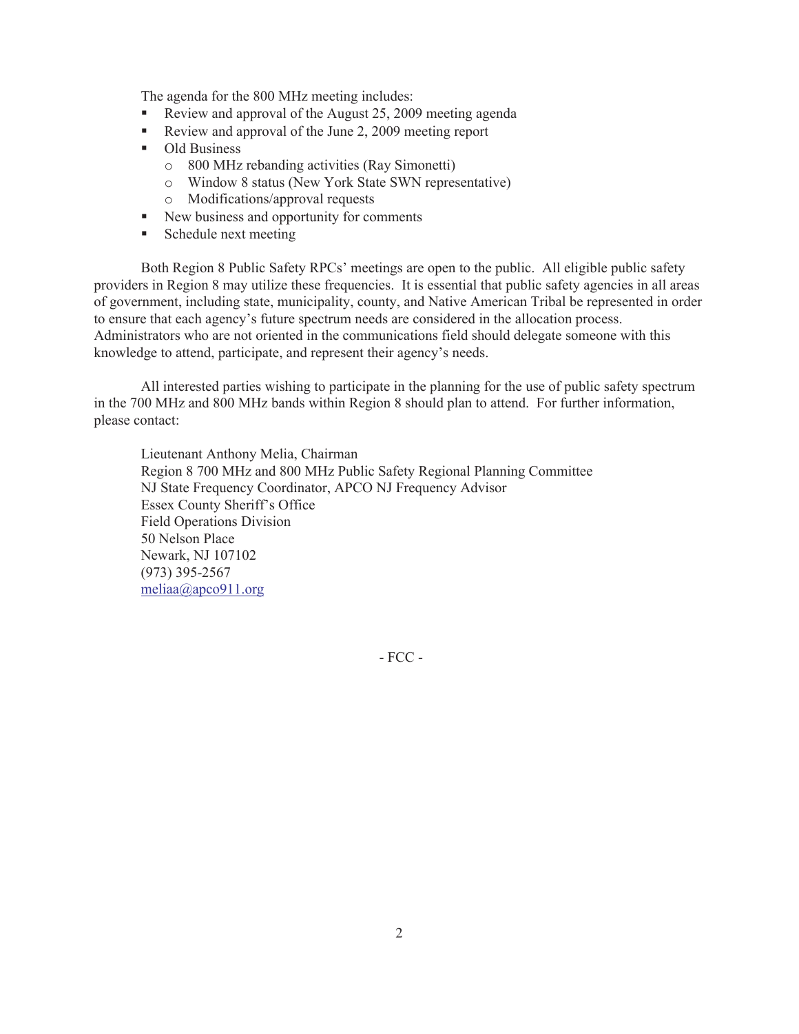The agenda for the 800 MHz meeting includes:

- Review and approval of the August 25, 2009 meeting agenda
- Review and approval of the June 2, 2009 meeting report
- Old Business
  - 800 MHz rebanding activities (Ray Simonetti)
  - Window 8 status (New York State SWN representative)
  - Modifications/approval requests
- New business and opportunity for comments
- Schedule next meeting

Both Region 8 Public Safety RPCs' meetings are open to the public. All eligible public safety providers in Region 8 may utilize these frequencies. It is essential that public safety agencies in all areas of government, including state, municipality, county, and Native American Tribal be represented in order to ensure that each agency's future spectrum needs are considered in the allocation process. Administrators who are not oriented in the communications field should delegate someone with this knowledge to attend, participate, and represent their agency's needs.

All interested parties wishing to participate in the planning for the use of public safety spectrum in the 700 MHz and 800 MHz bands within Region 8 should plan to attend. For further information, please contact:

Lieutenant Anthony Melia, Chairman
Region 8 700 MHz and 800 MHz Public Safety Regional Planning Committee
NJ State Frequency Coordinator, APCO NJ Frequency Advisor
Essex County Sheriff's Office
Field Operations Division
50 Nelson Place
Newark, NJ 107102
(973) 395-2567
meliaa@apco911.org

\- FCC -